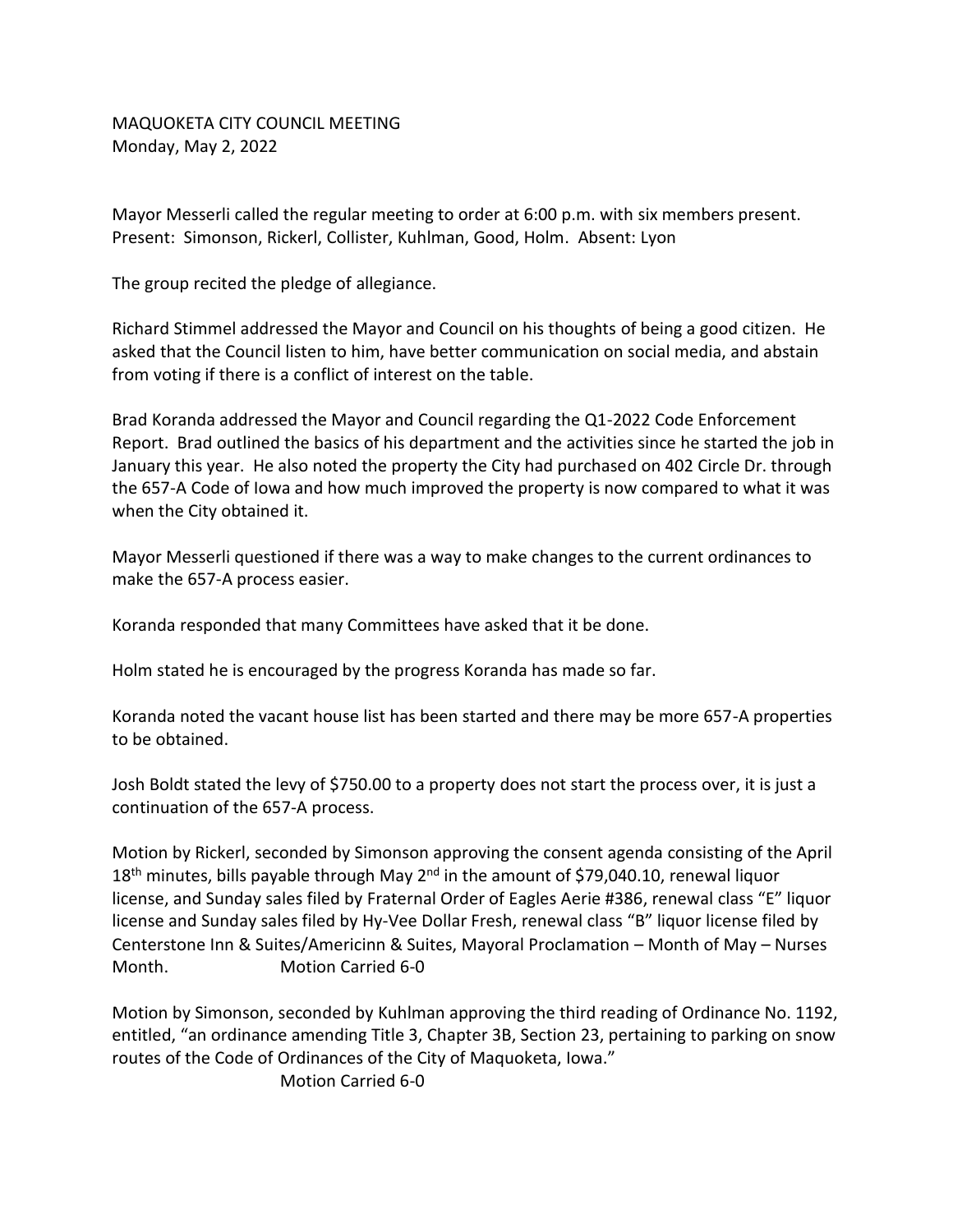MAQUOKETA CITY COUNCIL MEETING
Monday, May 2, 2022

Mayor Messerli called the regular meeting to order at 6:00 p.m. with six members present. Present: Simonson, Rickerl, Collister, Kuhlman, Good, Holm. Absent: Lyon

The group recited the pledge of allegiance.

Richard Stimmel addressed the Mayor and Council on his thoughts of being a good citizen. He asked that the Council listen to him, have better communication on social media, and abstain from voting if there is a conflict of interest on the table.

Brad Koranda addressed the Mayor and Council regarding the Q1-2022 Code Enforcement Report. Brad outlined the basics of his department and the activities since he started the job in January this year. He also noted the property the City had purchased on 402 Circle Dr. through the 657-A Code of Iowa and how much improved the property is now compared to what it was when the City obtained it.

Mayor Messerli questioned if there was a way to make changes to the current ordinances to make the 657-A process easier.

Koranda responded that many Committees have asked that it be done.

Holm stated he is encouraged by the progress Koranda has made so far.

Koranda noted the vacant house list has been started and there may be more 657-A properties to be obtained.

Josh Boldt stated the levy of $750.00 to a property does not start the process over, it is just a continuation of the 657-A process.

Motion by Rickerl, seconded by Simonson approving the consent agenda consisting of the April 18th minutes, bills payable through May 2nd in the amount of $79,040.10, renewal liquor license, and Sunday sales filed by Fraternal Order of Eagles Aerie #386, renewal class "E" liquor license and Sunday sales filed by Hy-Vee Dollar Fresh, renewal class "B" liquor license filed by Centerstone Inn & Suites/Americinn & Suites, Mayoral Proclamation – Month of May – Nurses Month. Motion Carried 6-0

Motion by Simonson, seconded by Kuhlman approving the third reading of Ordinance No. 1192, entitled, "an ordinance amending Title 3, Chapter 3B, Section 23, pertaining to parking on snow routes of the Code of Ordinances of the City of Maquoketa, Iowa."
Motion Carried 6-0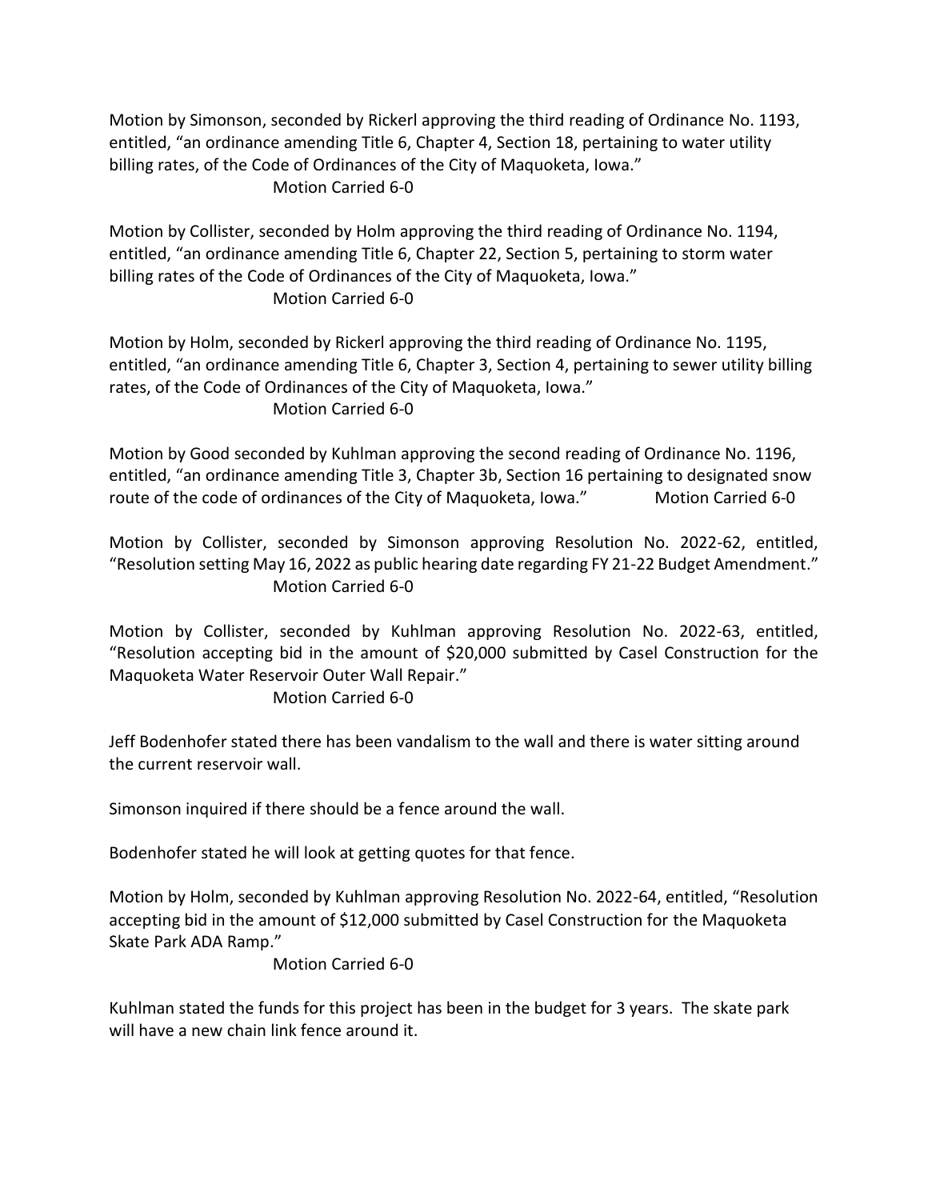Motion by Simonson, seconded by Rickerl approving the third reading of Ordinance No. 1193, entitled, "an ordinance amending Title 6, Chapter 4, Section 18, pertaining to water utility billing rates, of the Code of Ordinances of the City of Maquoketa, Iowa."

Motion Carried 6-0

Motion by Collister, seconded by Holm approving the third reading of Ordinance No. 1194, entitled, "an ordinance amending Title 6, Chapter 22, Section 5, pertaining to storm water billing rates of the Code of Ordinances of the City of Maquoketa, Iowa."

Motion Carried 6-0

Motion by Holm, seconded by Rickerl approving the third reading of Ordinance No. 1195, entitled, "an ordinance amending Title 6, Chapter 3, Section 4, pertaining to sewer utility billing rates, of the Code of Ordinances of the City of Maquoketa, Iowa."

Motion Carried 6-0

Motion by Good seconded by Kuhlman approving the second reading of Ordinance No. 1196, entitled, "an ordinance amending Title 3, Chapter 3b, Section 16 pertaining to designated snow route of the code of ordinances of the City of Maquoketa, Iowa." Motion Carried 6-0

Motion by Collister, seconded by Simonson approving Resolution No. 2022-62, entitled, "Resolution setting May 16, 2022 as public hearing date regarding FY 21-22 Budget Amendment."

Motion Carried 6-0

Motion by Collister, seconded by Kuhlman approving Resolution No. 2022-63, entitled, "Resolution accepting bid in the amount of $20,000 submitted by Casel Construction for the Maquoketa Water Reservoir Outer Wall Repair."

Motion Carried 6-0

Jeff Bodenhofer stated there has been vandalism to the wall and there is water sitting around the current reservoir wall.

Simonson inquired if there should be a fence around the wall.

Bodenhofer stated he will look at getting quotes for that fence.

Motion by Holm, seconded by Kuhlman approving Resolution No. 2022-64, entitled, "Resolution accepting bid in the amount of $12,000 submitted by Casel Construction for the Maquoketa Skate Park ADA Ramp."

Motion Carried 6-0

Kuhlman stated the funds for this project has been in the budget for 3 years. The skate park will have a new chain link fence around it.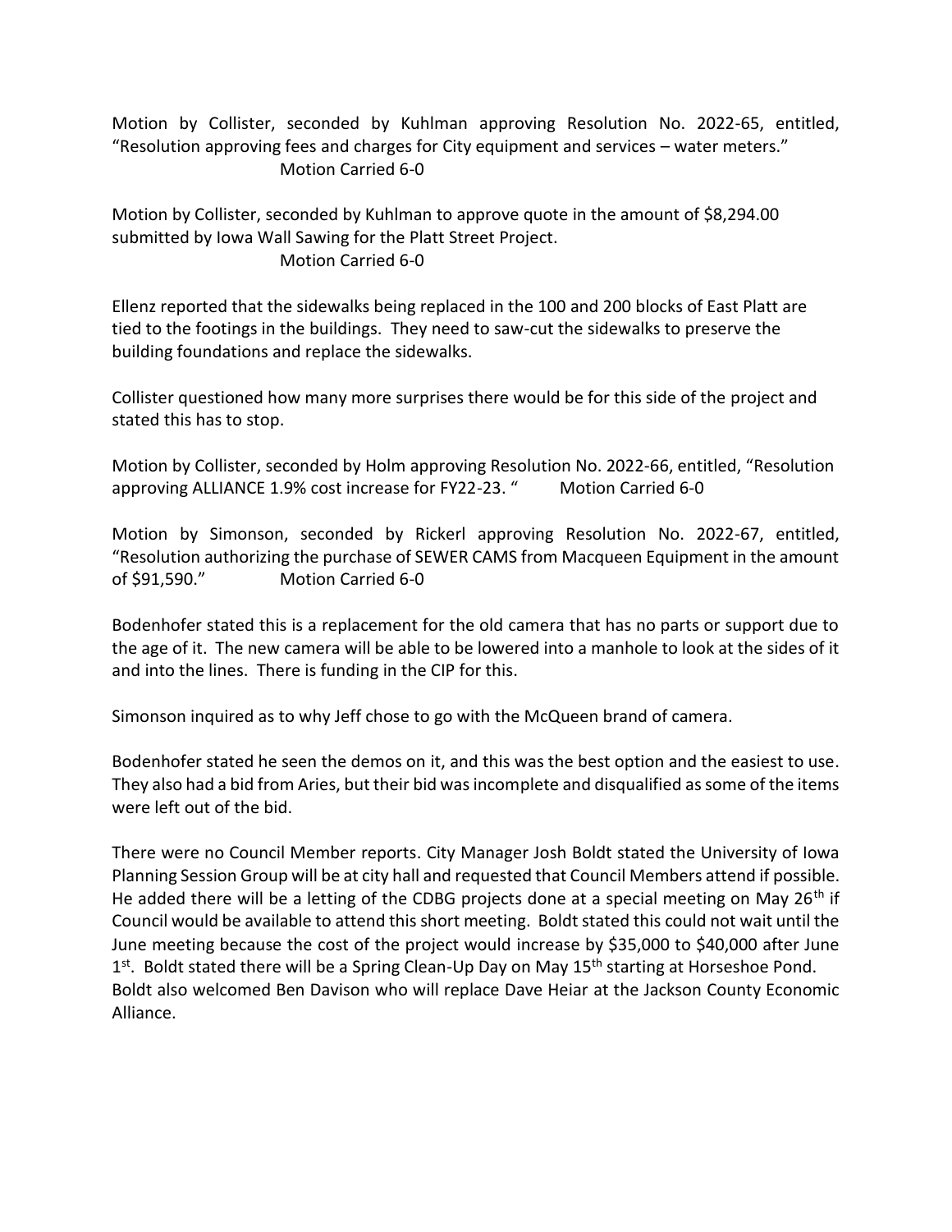Motion by Collister, seconded by Kuhlman approving Resolution No. 2022-65, entitled, "Resolution approving fees and charges for City equipment and services – water meters."
Motion Carried 6-0

Motion by Collister, seconded by Kuhlman to approve quote in the amount of $8,294.00 submitted by Iowa Wall Sawing for the Platt Street Project.
Motion Carried 6-0

Ellenz reported that the sidewalks being replaced in the 100 and 200 blocks of East Platt are tied to the footings in the buildings. They need to saw-cut the sidewalks to preserve the building foundations and replace the sidewalks.

Collister questioned how many more surprises there would be for this side of the project and stated this has to stop.

Motion by Collister, seconded by Holm approving Resolution No. 2022-66, entitled, "Resolution approving ALLIANCE 1.9% cost increase for FY22-23. " Motion Carried 6-0

Motion by Simonson, seconded by Rickerl approving Resolution No. 2022-67, entitled, "Resolution authorizing the purchase of SEWER CAMS from Macqueen Equipment in the amount of $91,590." Motion Carried 6-0

Bodenhofer stated this is a replacement for the old camera that has no parts or support due to the age of it. The new camera will be able to be lowered into a manhole to look at the sides of it and into the lines. There is funding in the CIP for this.

Simonson inquired as to why Jeff chose to go with the McQueen brand of camera.

Bodenhofer stated he seen the demos on it, and this was the best option and the easiest to use. They also had a bid from Aries, but their bid was incomplete and disqualified as some of the items were left out of the bid.

There were no Council Member reports. City Manager Josh Boldt stated the University of Iowa Planning Session Group will be at city hall and requested that Council Members attend if possible. He added there will be a letting of the CDBG projects done at a special meeting on May 26th if Council would be available to attend this short meeting. Boldt stated this could not wait until the June meeting because the cost of the project would increase by $35,000 to $40,000 after June 1st. Boldt stated there will be a Spring Clean-Up Day on May 15th starting at Horseshoe Pond. Boldt also welcomed Ben Davison who will replace Dave Heiar at the Jackson County Economic Alliance.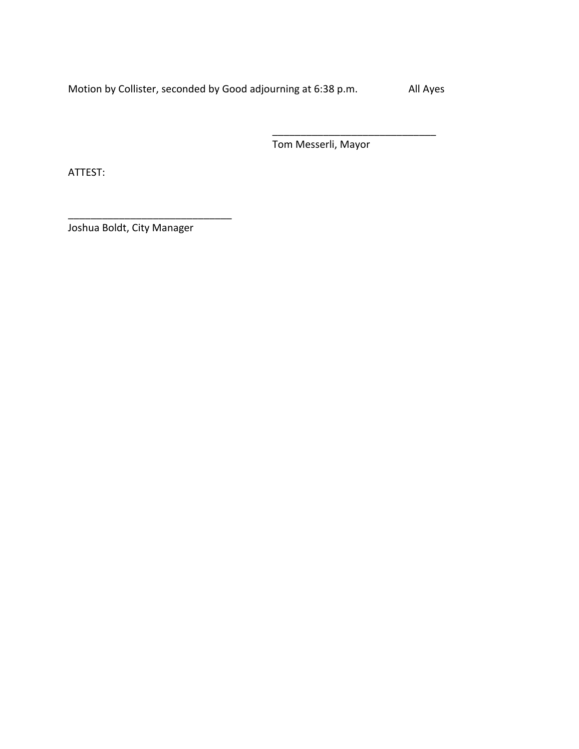Motion by Collister, seconded by Good adjourning at 6:38 p.m. All Ayes

_____________________________
Tom Messerli, Mayor

ATTEST:

_____________________________
Joshua Boldt, City Manager